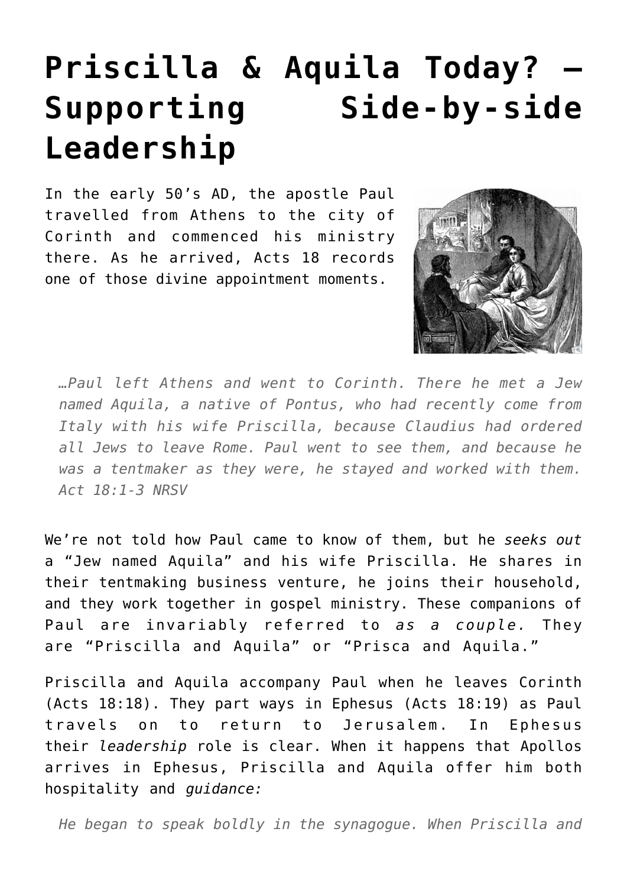# Priscilla & Aquila Today? – Supporting Side-by-side Leadership

In the early 50's AD, the apostle Paul travelled from Athens to the city of Corinth and commenced his ministry there. As he arrived, Acts 18 records one of those divine appointment moments.

> *…Paul left Athens and went to Corinth. There he met a Jew named Aquila, a native of Pontus, who had recently come from Italy with his wife Priscilla, because Claudius had ordered all Jews to leave Rome. Paul went to see them, and because he was a tentmaker as they were, he stayed and worked with them. Act 18:1-3 NRSV*

We're not told how Paul came to know of them, but he *seeks out* a "Jew named Aquila" and his wife Priscilla. He shares in their tentmaking business venture, he joins their household, and they work together in gospel ministry. These companions of Paul are invariably referred to *as a couple.* They are "Priscilla and Aquila" or "Prisca and Aquila."

Priscilla and Aquila accompany Paul when he leaves Corinth (Acts 18:18). They part ways in Ephesus (Acts 18:19) as Paul travels on to return to Jerusalem. In Ephesus their *leadership* role is clear. When it happens that Apollos arrives in Ephesus, Priscilla and Aquila offer him both hospitality and *guidance:*

> *He began to speak boldly in the synagogue. When Priscilla and*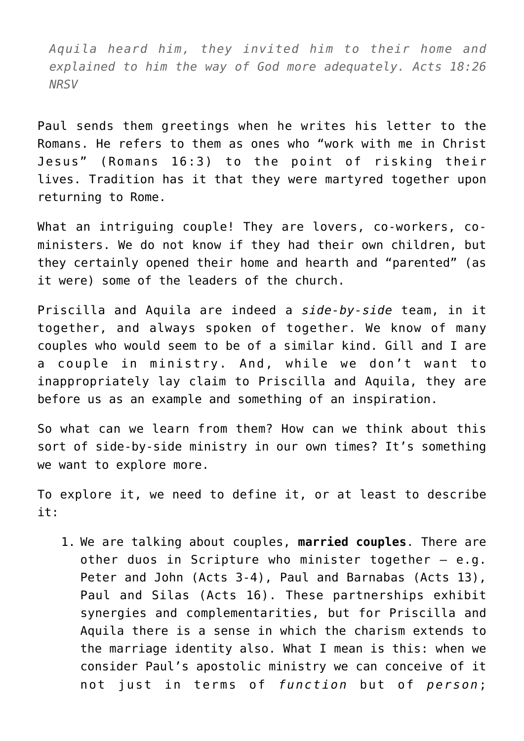*Aquila heard him, they invited him to their home and explained to him the way of God more adequately. Acts 18:26 NRSV*

Paul sends them greetings when he writes his letter to the Romans. He refers to them as ones who "work with me in Christ Jesus" (Romans 16:3) to the point of risking their lives. Tradition has it that they were martyred together upon returning to Rome.

What an intriguing couple! They are lovers, co-workers, co-ministers. We do not know if they had their own children, but they certainly opened their home and hearth and "parented" (as it were) some of the leaders of the church.

Priscilla and Aquila are indeed a *side-by-side* team, in it together, and always spoken of together. We know of many couples who would seem to be of a similar kind. Gill and I are a couple in ministry. And, while we don't want to inappropriately lay claim to Priscilla and Aquila, they are before us as an example and something of an inspiration.

So what can we learn from them? How can we think about this sort of side-by-side ministry in our own times? It's something we want to explore more.

To explore it, we need to define it, or at least to describe it:

1. We are talking about couples, **married couples**. There are other duos in Scripture who minister together – e.g. Peter and John (Acts 3-4), Paul and Barnabas (Acts 13), Paul and Silas (Acts 16). These partnerships exhibit synergies and complementarities, but for Priscilla and Aquila there is a sense in which the charism extends to the marriage identity also. What I mean is this: when we consider Paul's apostolic ministry we can conceive of it not just in terms of *function* but of *person*;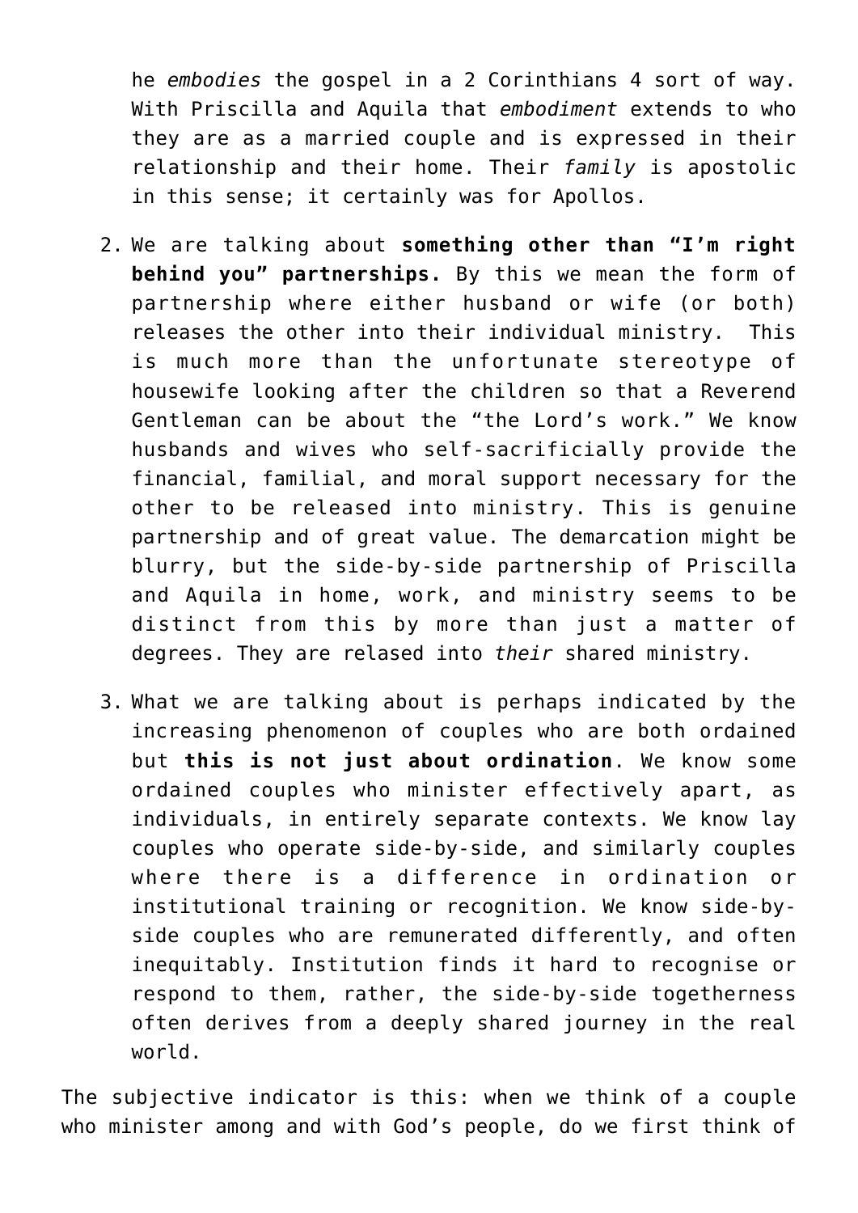he *embodies* the gospel in a 2 Corinthians 4 sort of way. With Priscilla and Aquila that *embodiment* extends to who they are as a married couple and is expressed in their relationship and their home. Their *family* is apostolic in this sense; it certainly was for Apollos.

2. We are talking about **something other than "I'm right behind you" partnerships.** By this we mean the form of partnership where either husband or wife (or both) releases the other into their individual ministry. This is much more than the unfortunate stereotype of housewife looking after the children so that a Reverend Gentleman can be about the "the Lord's work." We know husbands and wives who self-sacrificially provide the financial, familial, and moral support necessary for the other to be released into ministry. This is genuine partnership and of great value. The demarcation might be blurry, but the side-by-side partnership of Priscilla and Aquila in home, work, and ministry seems to be distinct from this by more than just a matter of degrees. They are relased into *their* shared ministry.
3. What we are talking about is perhaps indicated by the increasing phenomenon of couples who are both ordained but **this is not just about ordination**. We know some ordained couples who minister effectively apart, as individuals, in entirely separate contexts. We know lay couples who operate side-by-side, and similarly couples where there is a difference in ordination or institutional training or recognition. We know side-by-side couples who are remunerated differently, and often inequitably. Institution finds it hard to recognise or respond to them, rather, the side-by-side togetherness often derives from a deeply shared journey in the real world.

The subjective indicator is this: when we think of a couple who minister among and with God's people, do we first think of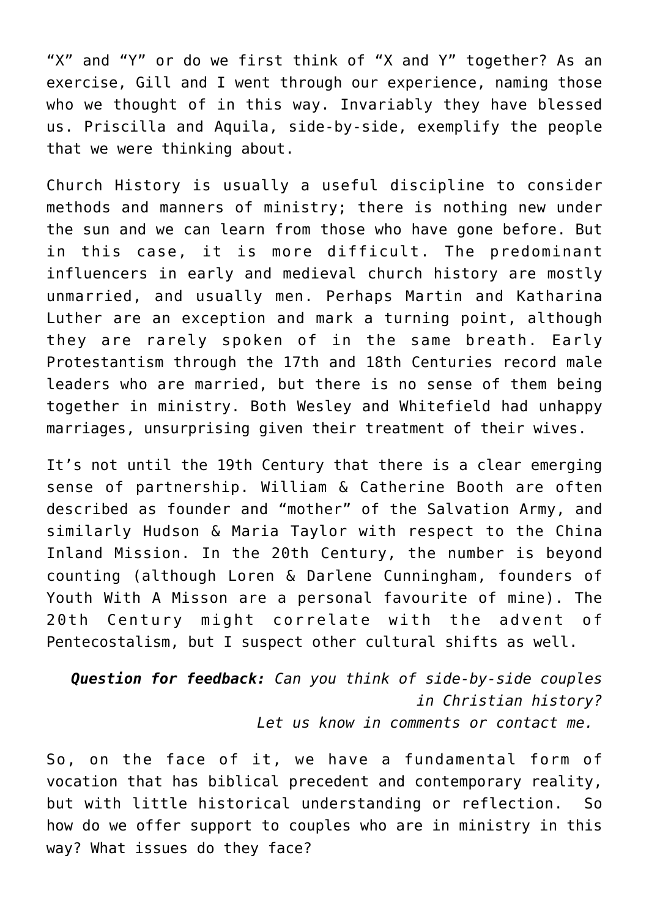"X" and "Y" or do we first think of "X and Y" together? As an exercise, Gill and I went through our experience, naming those who we thought of in this way. Invariably they have blessed us. Priscilla and Aquila, side-by-side, exemplify the people that we were thinking about.

Church History is usually a useful discipline to consider methods and manners of ministry; there is nothing new under the sun and we can learn from those who have gone before. But in this case, it is more difficult. The predominant influencers in early and medieval church history are mostly unmarried, and usually men. Perhaps Martin and Katharina Luther are an exception and mark a turning point, although they are rarely spoken of in the same breath. Early Protestantism through the 17th and 18th Centuries record male leaders who are married, but there is no sense of them being together in ministry. Both Wesley and Whitefield had unhappy marriages, unsurprising given their treatment of their wives.

It's not until the 19th Century that there is a clear emerging sense of partnership. William & Catherine Booth are often described as founder and "mother" of the Salvation Army, and similarly Hudson & Maria Taylor with respect to the China Inland Mission. In the 20th Century, the number is beyond counting (although Loren & Darlene Cunningham, founders of Youth With A Misson are a personal favourite of mine). The 20th Century might correlate with the advent of Pentecostalism, but I suspect other cultural shifts as well.

***Question for feedback:*** *Can you think of side-by-side couples in Christian history?*
*Let us know in comments or contact me.*

So, on the face of it, we have a fundamental form of vocation that has biblical precedent and contemporary reality, but with little historical understanding or reflection. So how do we offer support to couples who are in ministry in this way? What issues do they face?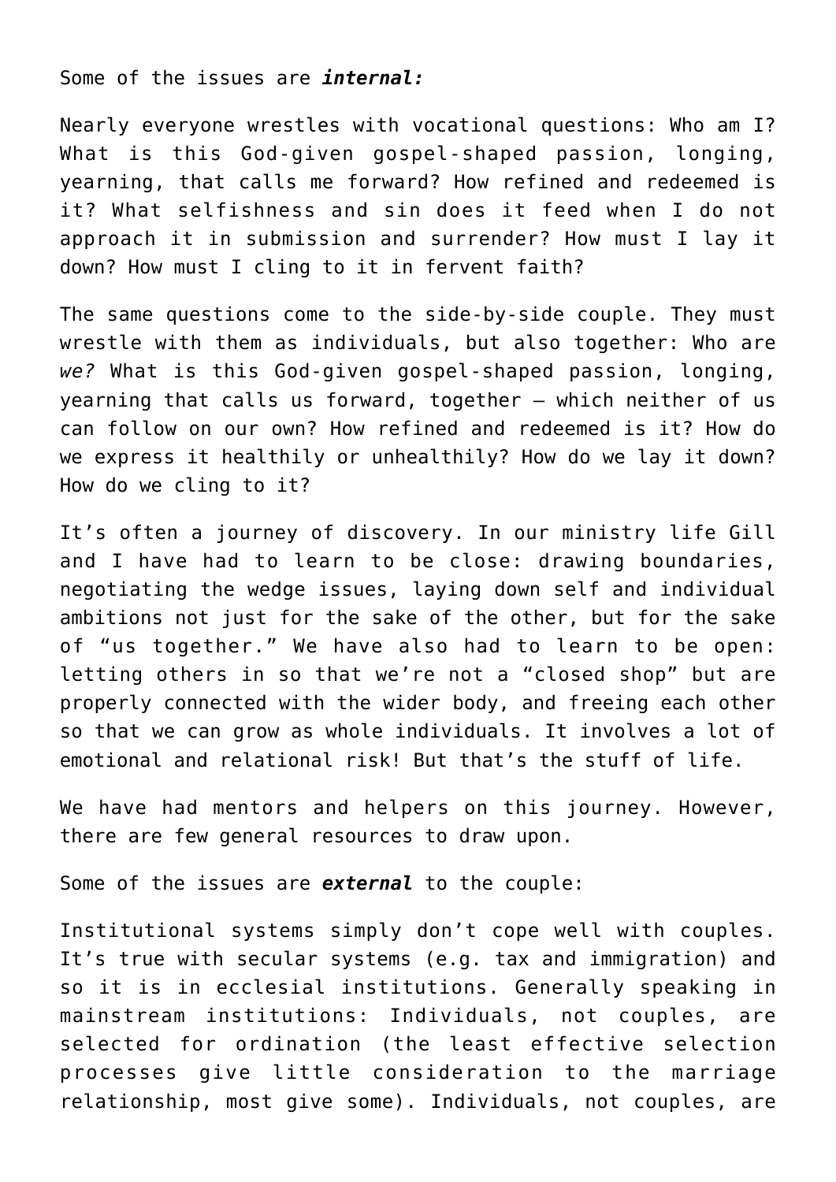Some of the issues are ***internal:***

Nearly everyone wrestles with vocational questions: Who am I? What is this God-given gospel-shaped passion, longing, yearning, that calls me forward? How refined and redeemed is it? What selfishness and sin does it feed when I do not approach it in submission and surrender? How must I lay it down? How must I cling to it in fervent faith?

The same questions come to the side-by-side couple. They must wrestle with them as individuals, but also together: Who are *we?* What is this God-given gospel-shaped passion, longing, yearning that calls us forward, together – which neither of us can follow on our own? How refined and redeemed is it? How do we express it healthily or unhealthily? How do we lay it down? How do we cling to it?

It's often a journey of discovery. In our ministry life Gill and I have had to learn to be close: drawing boundaries, negotiating the wedge issues, laying down self and individual ambitions not just for the sake of the other, but for the sake of "us together." We have also had to learn to be open: letting others in so that we're not a "closed shop" but are properly connected with the wider body, and freeing each other so that we can grow as whole individuals. It involves a lot of emotional and relational risk! But that's the stuff of life.

We have had mentors and helpers on this journey. However, there are few general resources to draw upon.

Some of the issues are ***external*** to the couple:

Institutional systems simply don't cope well with couples. It's true with secular systems (e.g. tax and immigration) and so it is in ecclesial institutions. Generally speaking in mainstream institutions: Individuals, not couples, are selected for ordination (the least effective selection processes give little consideration to the marriage relationship, most give some). Individuals, not couples, are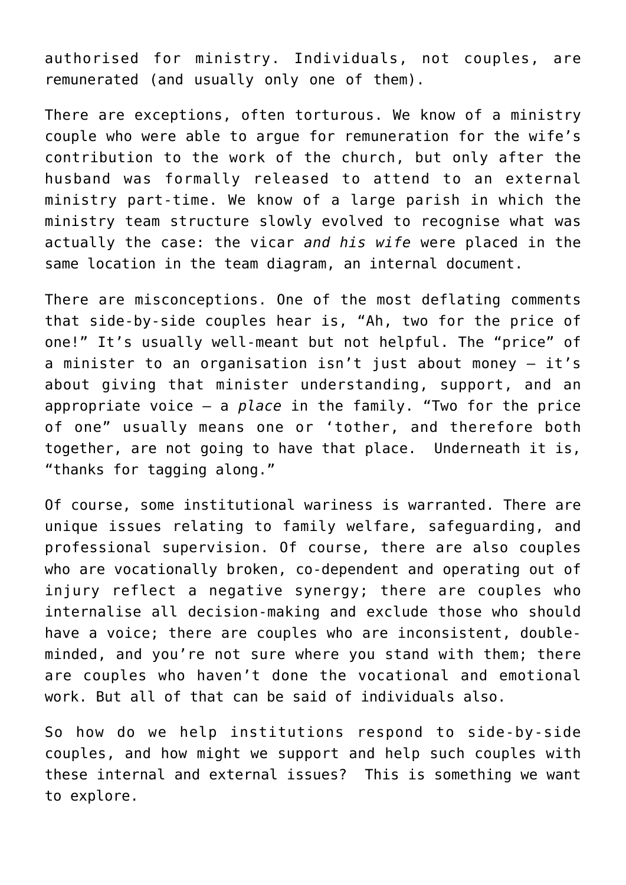authorised for ministry. Individuals, not couples, are remunerated (and usually only one of them).

There are exceptions, often torturous. We know of a ministry couple who were able to argue for remuneration for the wife's contribution to the work of the church, but only after the husband was formally released to attend to an external ministry part-time. We know of a large parish in which the ministry team structure slowly evolved to recognise what was actually the case: the vicar *and his wife* were placed in the same location in the team diagram, an internal document.

There are misconceptions. One of the most deflating comments that side-by-side couples hear is, "Ah, two for the price of one!" It's usually well-meant but not helpful. The "price" of a minister to an organisation isn't just about money – it's about giving that minister understanding, support, and an appropriate voice – a *place* in the family. "Two for the price of one" usually means one or 'tother, and therefore both together, are not going to have that place. Underneath it is, "thanks for tagging along."

Of course, some institutional wariness is warranted. There are unique issues relating to family welfare, safeguarding, and professional supervision. Of course, there are also couples who are vocationally broken, co-dependent and operating out of injury reflect a negative synergy; there are couples who internalise all decision-making and exclude those who should have a voice; there are couples who are inconsistent, double-minded, and you're not sure where you stand with them; there are couples who haven't done the vocational and emotional work. But all of that can be said of individuals also.

So how do we help institutions respond to side-by-side couples, and how might we support and help such couples with these internal and external issues? This is something we want to explore.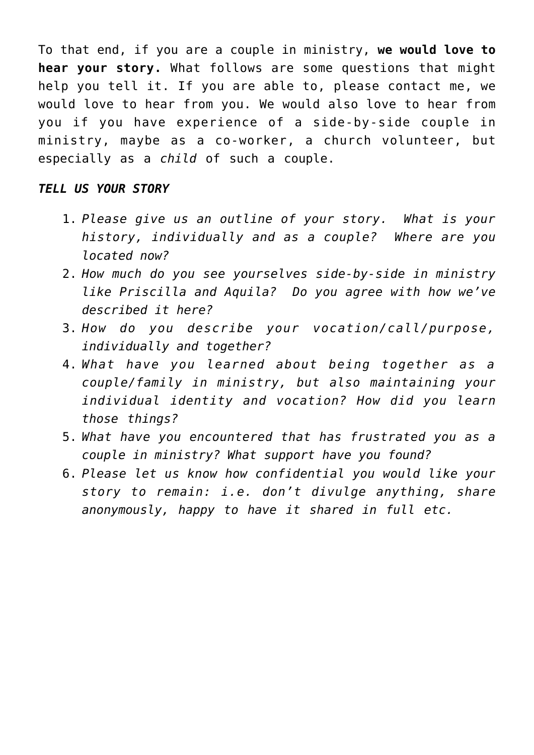To that end, if you are a couple in ministry, **we would love to hear your story.** What follows are some questions that might help you tell it. If you are able to, please contact me, we would love to hear from you. We would also love to hear from you if you have experience of a side-by-side couple in ministry, maybe as a co-worker, a church volunteer, but especially as a *child* of such a couple.

***TELL US YOUR STORY***

1. *Please give us an outline of your story. What is your history, individually and as a couple? Where are you located now?*
2. *How much do you see yourselves side-by-side in ministry like Priscilla and Aquila? Do you agree with how we've described it here?*
3. *How do you describe your vocation/call/purpose, individually and together?*
4. *What have you learned about being together as a couple/family in ministry, but also maintaining your individual identity and vocation? How did you learn those things?*
5. *What have you encountered that has frustrated you as a couple in ministry? What support have you found?*
6. *Please let us know how confidential you would like your story to remain: i.e. don't divulge anything, share anonymously, happy to have it shared in full etc.*